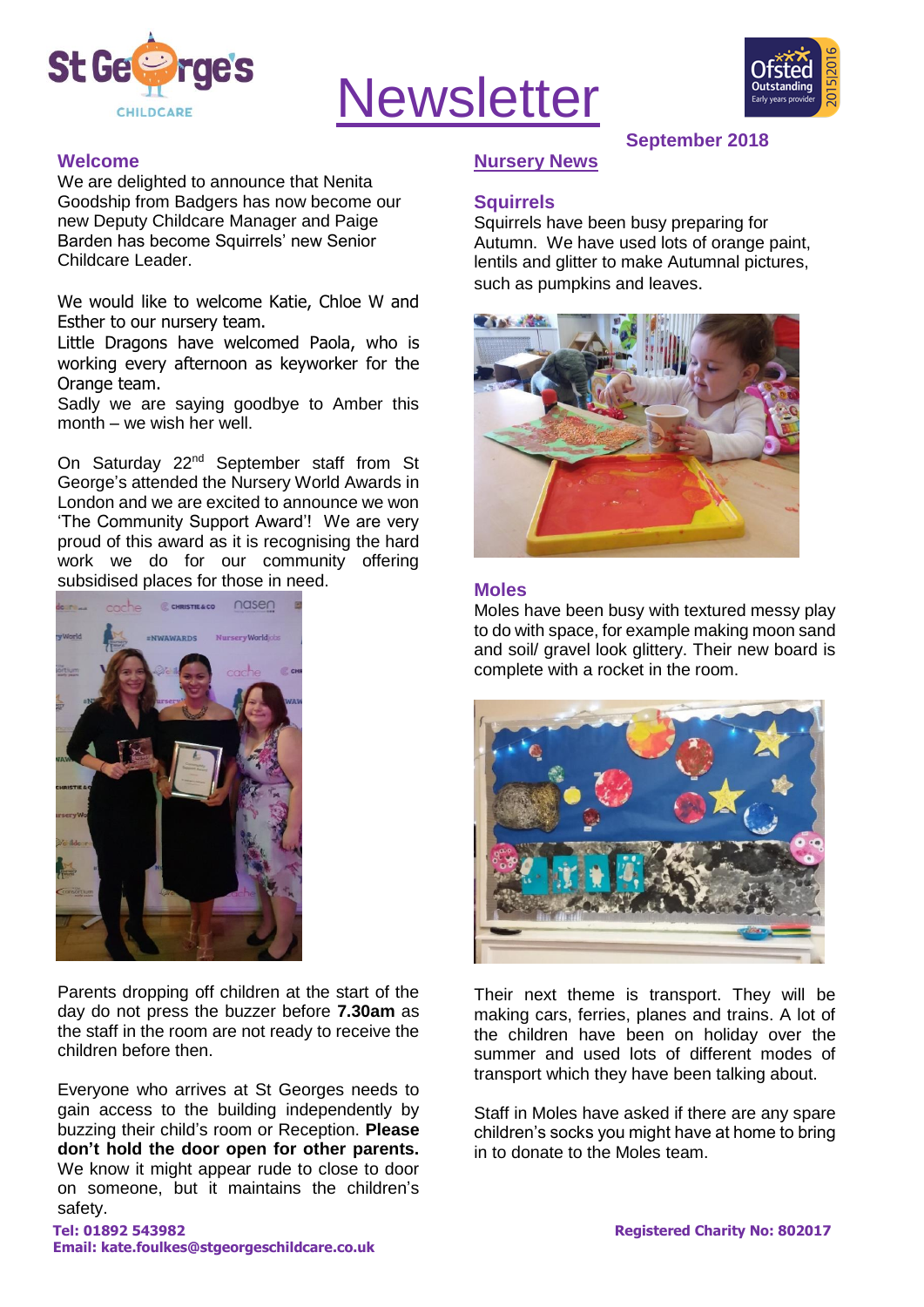# Newsletter

**September 2018**

## Welcome

We are delighted to announce that Nenita Goodship from Badgers has now become our new Deputy Childcare Manager and Paige Barden has become Squirrels' new Senior Childcare Leader.

We would like to welcome Katie, Chloe W and Esther to our nursery team.
Little Dragons have welcomed Paola, who is working every afternoon as keyworker for the Orange team.
Sadly we are saying goodbye to Amber this month – we wish her well.

On Saturday 22nd September staff from St George's attended the Nursery World Awards in London and we are excited to announce we won 'The Community Support Award'! We are very proud of this award as it is recognising the hard work we do for our community offering subsidised places for those in need.

Parents dropping off children at the start of the day do not press the buzzer before **7.30am** as the staff in the room are not ready to receive the children before then.

Everyone who arrives at St Georges needs to gain access to the building independently by buzzing their child's room or Reception. **Please don't hold the door open for other parents.** We know it might appear rude to close to door on someone, but it maintains the children's safety.

## Nursery News

### Squirrels

Squirrels have been busy preparing for Autumn. We have used lots of orange paint, lentils and glitter to make Autumnal pictures, such as pumpkins and leaves.

### Moles

Moles have been busy with textured messy play to do with space, for example making moon sand and soil/ gravel look glittery. Their new board is complete with a rocket in the room.

Their next theme is transport. They will be making cars, ferries, planes and trains. A lot of the children have been on holiday over the summer and used lots of different modes of transport which they have been talking about.

Staff in Moles have asked if there are any spare children's socks you might have at home to bring in to donate to the Moles team.

**Tel: 01892 543982**
**Email: kate.foulkes@stgeorgeschildcare.co.uk**

**Registered Charity No: 802017**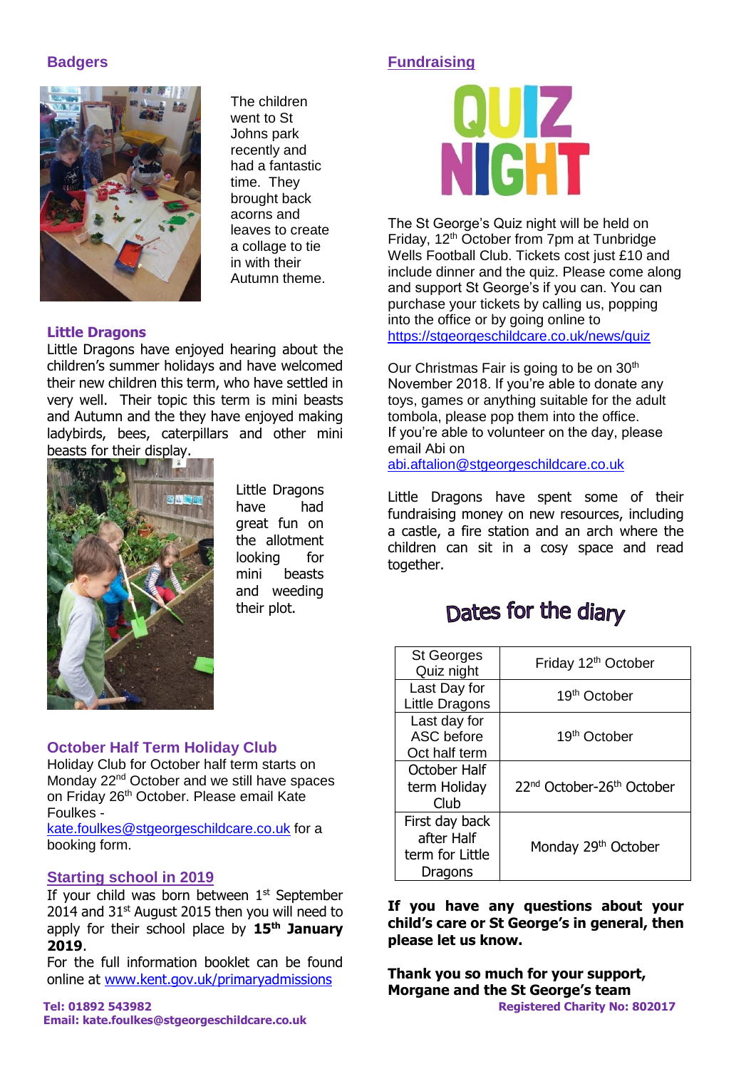## Badgers

The children went to St Johns park recently and had a fantastic time. They brought back acorns and leaves to create a collage to tie in with their Autumn theme.

## Little Dragons

Little Dragons have enjoyed hearing about the children's summer holidays and have welcomed their new children this term, who have settled in very well. Their topic this term is mini beasts and Autumn and the they have enjoyed making ladybirds, bees, caterpillars and other mini beasts for their display.

Little Dragons have had great fun on the allotment looking for mini beasts and weeding their plot.

## October Half Term Holiday Club

Holiday Club for October half term starts on Monday 22nd October and we still have spaces on Friday 26th October. Please email Kate Foulkes - kate.foulkes@stgeorgeschildcare.co.uk for a booking form.

## Starting school in 2019

If your child was born between 1st September 2014 and 31st August 2015 then you will need to apply for their school place by **15th January 2019**.

For the full information booklet can be found online at www.kent.gov.uk/primaryadmissions

## Fundraising

QUIZ NIGHT

The St George's Quiz night will be held on Friday, 12th October from 7pm at Tunbridge Wells Football Club. Tickets cost just £10 and include dinner and the quiz. Please come along and support St George's if you can. You can purchase your tickets by calling us, popping into the office or by going online to https://stgeorgeschildcare.co.uk/news/quiz

Our Christmas Fair is going to be on 30th November 2018. If you're able to donate any toys, games or anything suitable for the adult tombola, please pop them into the office.

If you're able to volunteer on the day, please email Abi on abi.aftalion@stgeorgeschildcare.co.uk

Little Dragons have spent some of their fundraising money on new resources, including a castle, a fire station and an arch where the children can sit in a cosy space and read together.

## Dates for the diary

| | |
|---|---|
| St Georges Quiz night | Friday 12th October |
| Last Day for Little Dragons | 19th October |
| Last day for ASC before Oct half term | 19th October |
| October Half term Holiday Club | 22nd October-26th October |
| First day back after Half term for Little Dragons | Monday 29th October |

**If you have any questions about your child's care or St George's in general, then please let us know.**

**Thank you so much for your support,**
**Morgane and the St George's team**

**Tel: 01892 543982**
**Email: kate.foulkes@stgeorgeschildcare.co.uk**

**Registered Charity No: 802017**